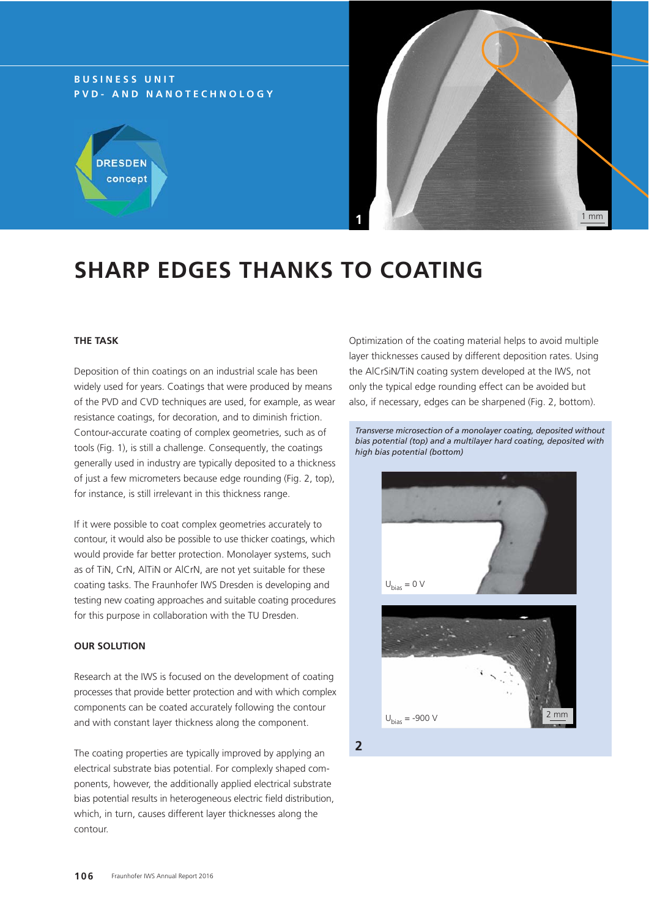BUSINESS UNIT
PVD- AND NANOTECHNOLOGY

# SHARP EDGES THANKS TO COATING

## THE TASK

Deposition of thin coatings on an industrial scale has been widely used for years. Coatings that were produced by means of the PVD and CVD techniques are used, for example, as wear resistance coatings, for decoration, and to diminish friction. Contour-accurate coating of complex geometries, such as of tools (Fig. 1), is still a challenge. Consequently, the coatings generally used in industry are typically deposited to a thickness of just a few micrometers because edge rounding (Fig. 2, top), for instance, is still irrelevant in this thickness range.

If it were possible to coat complex geometries accurately to contour, it would also be possible to use thicker coatings, which would provide far better protection. Monolayer systems, such as of TiN, CrN, AlTiN or AlCrN, are not yet suitable for these coating tasks. The Fraunhofer IWS Dresden is developing and testing new coating approaches and suitable coating procedures for this purpose in collaboration with the TU Dresden.

## OUR SOLUTION

Research at the IWS is focused on the development of coating processes that provide better protection and with which complex components can be coated accurately following the contour and with constant layer thickness along the component.

The coating properties are typically improved by applying an electrical substrate bias potential. For complexly shaped components, however, the additionally applied electrical substrate bias potential results in heterogeneous electric field distribution, which, in turn, causes different layer thicknesses along the contour.

Optimization of the coating material helps to avoid multiple layer thicknesses caused by different deposition rates. Using the AlCrSiN/TiN coating system developed at the IWS, not only the typical edge rounding effect can be avoided but also, if necessary, edges can be sharpened (Fig. 2, bottom).

*Transverse microsection of a monolayer coating, deposited without bias potential (top) and a multilayer hard coating, deposited with high bias potential (bottom)*

$U_{bias}$ = 0 V

$U_{bias}$ = -900 V

2 mm

2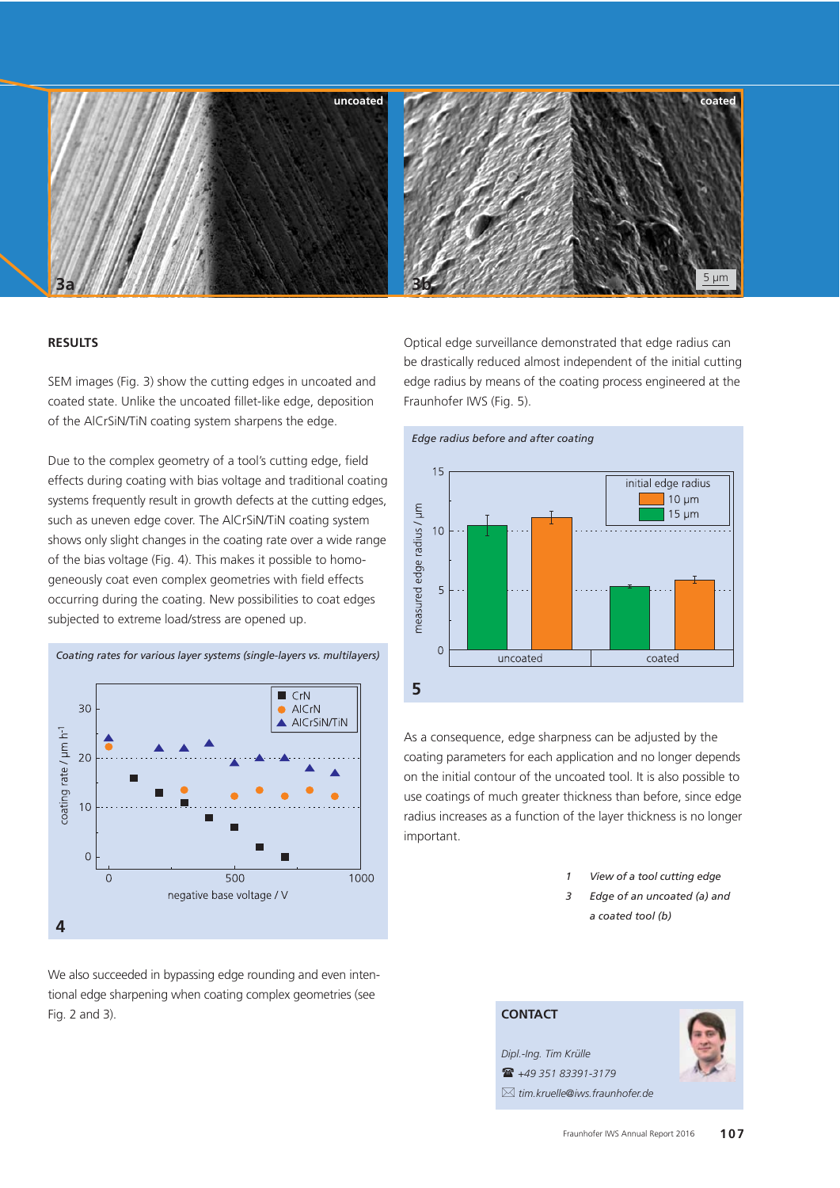uncoated

coated

3a

3b

5 µm

## RESULTS

SEM images (Fig. 3) show the cutting edges in uncoated and coated state. Unlike the uncoated fillet-like edge, deposition of the AlCrSiN/TiN coating system sharpens the edge.

Due to the complex geometry of a tool's cutting edge, field effects during coating with bias voltage and traditional coating systems frequently result in growth defects at the cutting edges, such as uneven edge cover. The AlCrSiN/TiN coating system shows only slight changes in the coating rate over a wide range of the bias voltage (Fig. 4). This makes it possible to homogeneously coat even complex geometries with field effects occurring during the coating. New possibilities to coat edges subjected to extreme load/stress are opened up.

*Coating rates for various layer systems (single-layers vs. multilayers)*

CrN
AlCrN
AlCrSiN/TiN

coating rate / µm h⁻¹

0
10
20
30

0
500
1000

negative base voltage / V

**4**

We also succeeded in bypassing edge rounding and even intentional edge sharpening when coating complex geometries (see Fig. 2 and 3).

Optical edge surveillance demonstrated that edge radius can be drastically reduced almost independent of the initial cutting edge radius by means of the coating process engineered at the Fraunhofer IWS (Fig. 5).

*Edge radius before and after coating*

initial edge radius
10 µm
15 µm

measured edge radius / µm

0
5
10
15

uncoated
coated

**5**

As a consequence, edge sharpness can be adjusted by the coating parameters for each application and no longer depends on the initial contour of the uncoated tool. It is also possible to use coatings of much greater thickness than before, since edge radius increases as a function of the layer thickness is no longer important.

*1 View of a tool cutting edge*

*3 Edge of an uncoated (a) and a coated tool (b)*

**CONTACT**

*Dipl.-Ing. Tim Krülle*

*☎ +49 351 83391-3179*

*✉ tim.kruelle@iws.fraunhofer.de*